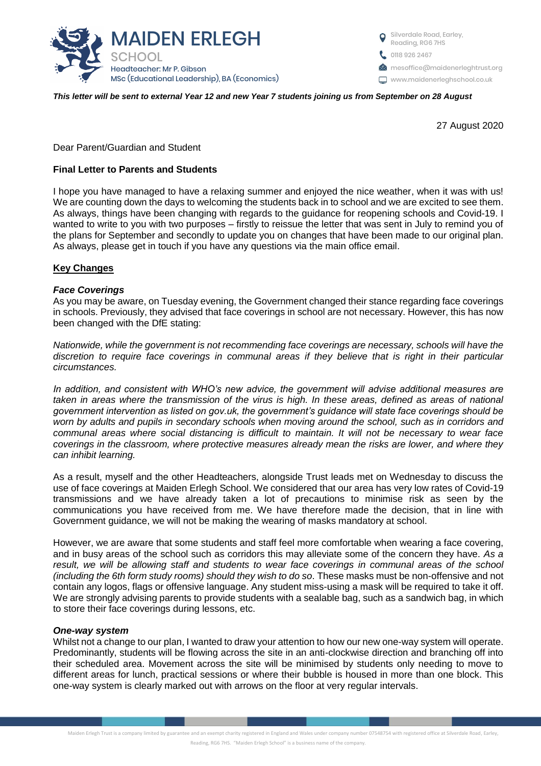# MAIDEN ERLEGH SCHOOL

Headteacher: Mr P. Gibson
MSc (Educational Leadership), BA (Economics)

Silverdale Road, Earley, Reading, RG6 7HS
0118 926 2467
mesoffice@maidenerleghtrust.org
www.maidenerleghschool.co.uk

***This letter will be sent to external Year 12 and new Year 7 students joining us from September on 28 August***

27 August 2020

Dear Parent/Guardian and Student

**Final Letter to Parents and Students**

I hope you have managed to have a relaxing summer and enjoyed the nice weather, when it was with us! We are counting down the days to welcoming the students back in to school and we are excited to see them. As always, things have been changing with regards to the guidance for reopening schools and Covid-19. I wanted to write to you with two purposes – firstly to reissue the letter that was sent in July to remind you of the plans for September and secondly to update you on changes that have been made to our original plan. As always, please get in touch if you have any questions via the main office email.

## Key Changes

### *Face Coverings*

As you may be aware, on Tuesday evening, the Government changed their stance regarding face coverings in schools. Previously, they advised that face coverings in school are not necessary. However, this has now been changed with the DfE stating:

*Nationwide, while the government is not recommending face coverings are necessary, schools will have the discretion to require face coverings in communal areas if they believe that is right in their particular circumstances.*

*In addition, and consistent with WHO's new advice, the government will advise additional measures are taken in areas where the transmission of the virus is high. In these areas, defined as areas of national government intervention as listed on gov.uk, the government's guidance will state face coverings should be worn by adults and pupils in secondary schools when moving around the school, such as in corridors and communal areas where social distancing is difficult to maintain. It will not be necessary to wear face coverings in the classroom, where protective measures already mean the risks are lower, and where they can inhibit learning.*

As a result, myself and the other Headteachers, alongside Trust leads met on Wednesday to discuss the use of face coverings at Maiden Erlegh School. We considered that our area has very low rates of Covid-19 transmissions and we have already taken a lot of precautions to minimise risk as seen by the communications you have received from me. We have therefore made the decision, that in line with Government guidance, we will not be making the wearing of masks mandatory at school.

However, we are aware that some students and staff feel more comfortable when wearing a face covering, and in busy areas of the school such as corridors this may alleviate some of the concern they have. *As a result, we will be allowing staff and students to wear face coverings in communal areas of the school (including the 6th form study rooms) should they wish to do so*. These masks must be non-offensive and not contain any logos, flags or offensive language. Any student miss-using a mask will be required to take it off. We are strongly advising parents to provide students with a sealable bag, such as a sandwich bag, in which to store their face coverings during lessons, etc.

### *One-way system*

Whilst not a change to our plan, I wanted to draw your attention to how our new one-way system will operate. Predominantly, students will be flowing across the site in an anti-clockwise direction and branching off into their scheduled area. Movement across the site will be minimised by students only needing to move to different areas for lunch, practical sessions or where their bubble is housed in more than one block. This one-way system is clearly marked out with arrows on the floor at very regular intervals.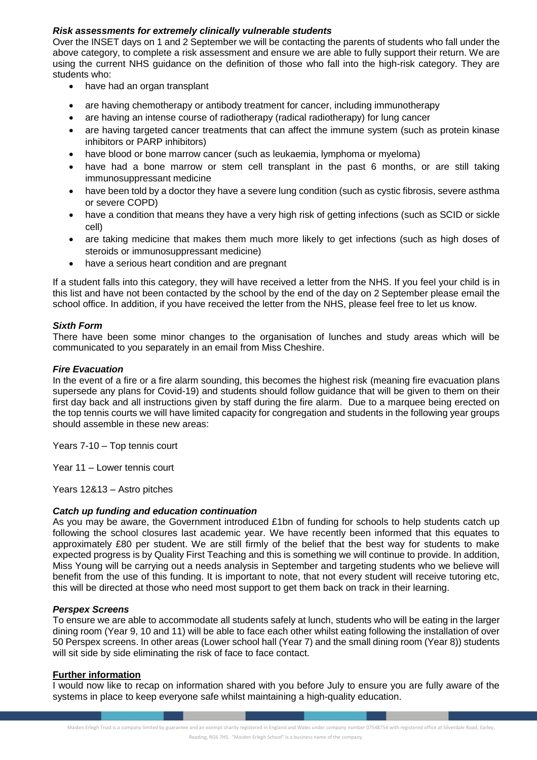### *Risk assessments for extremely clinically vulnerable students*

Over the INSET days on 1 and 2 September we will be contacting the parents of students who fall under the above category, to complete a risk assessment and ensure we are able to fully support their return. We are using the current NHS guidance on the definition of those who fall into the high-risk category. They are students who:

- have had an organ transplant
- are having chemotherapy or antibody treatment for cancer, including immunotherapy
- are having an intense course of radiotherapy (radical radiotherapy) for lung cancer
- are having targeted cancer treatments that can affect the immune system (such as protein kinase inhibitors or PARP inhibitors)
- have blood or bone marrow cancer (such as leukaemia, lymphoma or myeloma)
- have had a bone marrow or stem cell transplant in the past 6 months, or are still taking immunosuppressant medicine
- have been told by a doctor they have a severe lung condition (such as cystic fibrosis, severe asthma or severe COPD)
- have a condition that means they have a very high risk of getting infections (such as SCID or sickle cell)
- are taking medicine that makes them much more likely to get infections (such as high doses of steroids or immunosuppressant medicine)
- have a serious heart condition and are pregnant

If a student falls into this category, they will have received a letter from the NHS. If you feel your child is in this list and have not been contacted by the school by the end of the day on 2 September please email the school office. In addition, if you have received the letter from the NHS, please feel free to let us know.

### *Sixth Form*

There have been some minor changes to the organisation of lunches and study areas which will be communicated to you separately in an email from Miss Cheshire.

### *Fire Evacuation*

In the event of a fire or a fire alarm sounding, this becomes the highest risk (meaning fire evacuation plans supersede any plans for Covid-19) and students should follow guidance that will be given to them on their first day back and all instructions given by staff during the fire alarm. Due to a marquee being erected on the top tennis courts we will have limited capacity for congregation and students in the following year groups should assemble in these new areas:

Years 7-10 – Top tennis court

Year 11 – Lower tennis court

Years 12&13 – Astro pitches

### *Catch up funding and education continuation*

As you may be aware, the Government introduced £1bn of funding for schools to help students catch up following the school closures last academic year. We have recently been informed that this equates to approximately £80 per student. We are still firmly of the belief that the best way for students to make expected progress is by Quality First Teaching and this is something we will continue to provide. In addition, Miss Young will be carrying out a needs analysis in September and targeting students who we believe will benefit from the use of this funding. It is important to note, that not every student will receive tutoring etc, this will be directed at those who need most support to get them back on track in their learning.

### *Perspex Screens*

To ensure we are able to accommodate all students safely at lunch, students who will be eating in the larger dining room (Year 9, 10 and 11) will be able to face each other whilst eating following the installation of over 50 Perspex screens. In other areas (Lower school hall (Year 7) and the small dining room (Year 8)) students will sit side by side eliminating the risk of face to face contact.

## **Further information**

I would now like to recap on information shared with you before July to ensure you are fully aware of the systems in place to keep everyone safe whilst maintaining a high-quality education.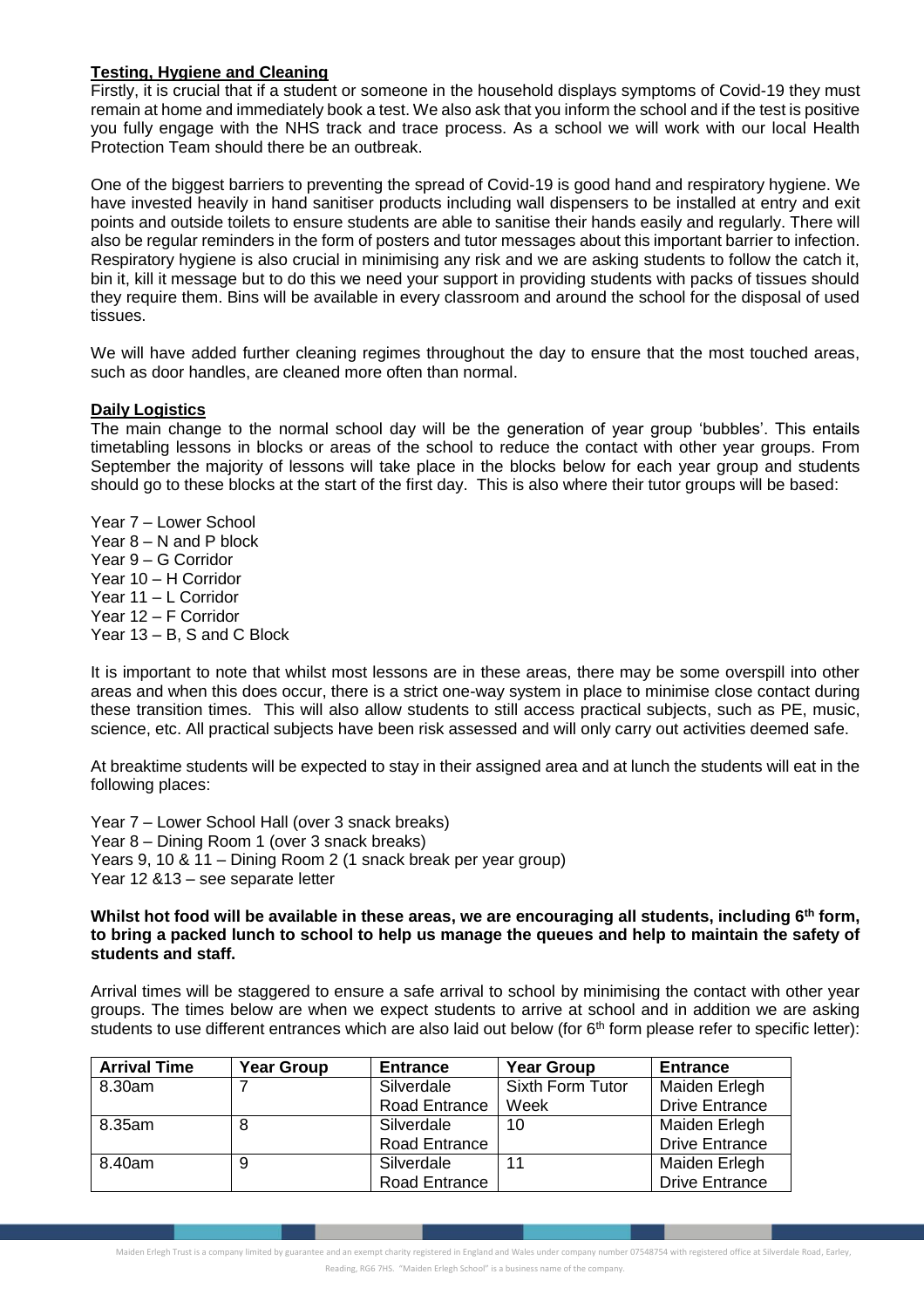**Testing, Hygiene and Cleaning**

Firstly, it is crucial that if a student or someone in the household displays symptoms of Covid-19 they must remain at home and immediately book a test. We also ask that you inform the school and if the test is positive you fully engage with the NHS track and trace process. As a school we will work with our local Health Protection Team should there be an outbreak.

One of the biggest barriers to preventing the spread of Covid-19 is good hand and respiratory hygiene. We have invested heavily in hand sanitiser products including wall dispensers to be installed at entry and exit points and outside toilets to ensure students are able to sanitise their hands easily and regularly. There will also be regular reminders in the form of posters and tutor messages about this important barrier to infection. Respiratory hygiene is also crucial in minimising any risk and we are asking students to follow the catch it, bin it, kill it message but to do this we need your support in providing students with packs of tissues should they require them. Bins will be available in every classroom and around the school for the disposal of used tissues.

We will have added further cleaning regimes throughout the day to ensure that the most touched areas, such as door handles, are cleaned more often than normal.

**Daily Logistics**

The main change to the normal school day will be the generation of year group 'bubbles'. This entails timetabling lessons in blocks or areas of the school to reduce the contact with other year groups. From September the majority of lessons will take place in the blocks below for each year group and students should go to these blocks at the start of the first day. This is also where their tutor groups will be based:

Year 7 – Lower School
Year 8 – N and P block
Year 9 – G Corridor
Year 10 – H Corridor
Year 11 – L Corridor
Year 12 – F Corridor
Year 13 – B, S and C Block

It is important to note that whilst most lessons are in these areas, there may be some overspill into other areas and when this does occur, there is a strict one-way system in place to minimise close contact during these transition times. This will also allow students to still access practical subjects, such as PE, music, science, etc. All practical subjects have been risk assessed and will only carry out activities deemed safe.

At breaktime students will be expected to stay in their assigned area and at lunch the students will eat in the following places:

Year 7 – Lower School Hall (over 3 snack breaks)
Year 8 – Dining Room 1 (over 3 snack breaks)
Years 9, 10 & 11 – Dining Room 2 (1 snack break per year group)
Year 12 &13 – see separate letter

**Whilst hot food will be available in these areas, we are encouraging all students, including 6th form, to bring a packed lunch to school to help us manage the queues and help to maintain the safety of students and staff.**

Arrival times will be staggered to ensure a safe arrival to school by minimising the contact with other year groups. The times below are when we expect students to arrive at school and in addition we are asking students to use different entrances which are also laid out below (for 6th form please refer to specific letter):

| Arrival Time | Year Group | Entrance | Year Group | Entrance |
|---|---|---|---|---|
| 8.30am | 7 | Silverdale Road Entrance | Sixth Form Tutor Week | Maiden Erlegh Drive Entrance |
| 8.35am | 8 | Silverdale Road Entrance | 10 | Maiden Erlegh Drive Entrance |
| 8.40am | 9 | Silverdale Road Entrance | 11 | Maiden Erlegh Drive Entrance |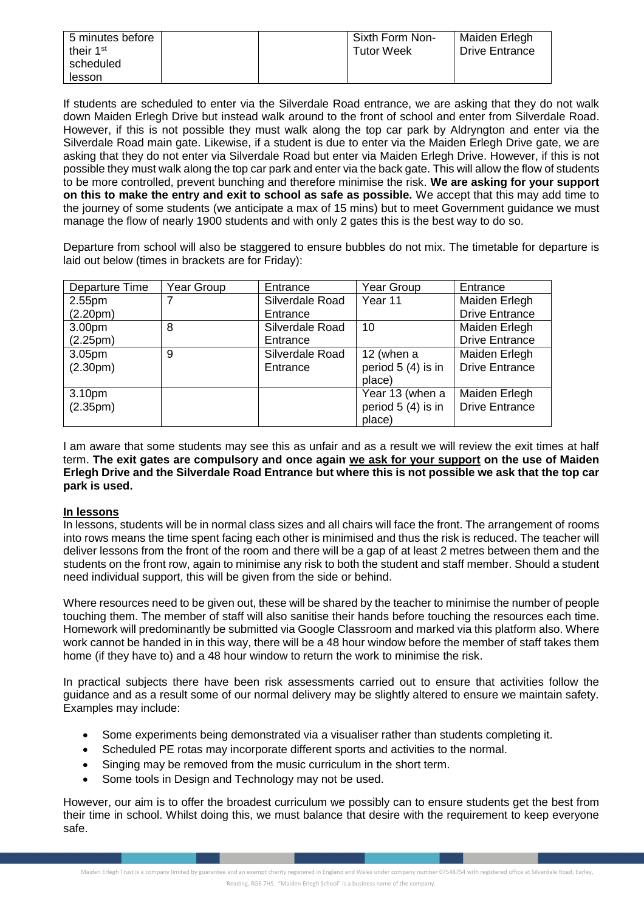| 5 minutes before their 1st scheduled lesson | | | Sixth Form Non-Tutor Week | Maiden Erlegh Drive Entrance |
|---|---|---|---|---|

If students are scheduled to enter via the Silverdale Road entrance, we are asking that they do not walk down Maiden Erlegh Drive but instead walk around to the front of school and enter from Silverdale Road. However, if this is not possible they must walk along the top car park by Aldryngton and enter via the Silverdale Road main gate. Likewise, if a student is due to enter via the Maiden Erlegh Drive gate, we are asking that they do not enter via Silverdale Road but enter via Maiden Erlegh Drive. However, if this is not possible they must walk along the top car park and enter via the back gate. This will allow the flow of students to be more controlled, prevent bunching and therefore minimise the risk. **We are asking for your support on this to make the entry and exit to school as safe as possible.** We accept that this may add time to the journey of some students (we anticipate a max of 15 mins) but to meet Government guidance we must manage the flow of nearly 1900 students and with only 2 gates this is the best way to do so.

Departure from school will also be staggered to ensure bubbles do not mix. The timetable for departure is laid out below (times in brackets are for Friday):

| Departure Time | Year Group | Entrance | Year Group | Entrance |
|---|---|---|---|---|
| 2.55pm (2.20pm) | 7 | Silverdale Road Entrance | Year 11 | Maiden Erlegh Drive Entrance |
| 3.00pm (2.25pm) | 8 | Silverdale Road Entrance | 10 | Maiden Erlegh Drive Entrance |
| 3.05pm (2.30pm) | 9 | Silverdale Road Entrance | 12 (when a period 5 (4) is in place) | Maiden Erlegh Drive Entrance |
| 3.10pm (2.35pm) | | | Year 13 (when a period 5 (4) is in place) | Maiden Erlegh Drive Entrance |

I am aware that some students may see this as unfair and as a result we will review the exit times at half term. **The exit gates are compulsory and once again <u>we ask for your support</u> on the use of Maiden Erlegh Drive and the Silverdale Road Entrance but where this is not possible we ask that the top car park is used.**

**<u>In lessons</u>**

In lessons, students will be in normal class sizes and all chairs will face the front. The arrangement of rooms into rows means the time spent facing each other is minimised and thus the risk is reduced. The teacher will deliver lessons from the front of the room and there will be a gap of at least 2 metres between them and the students on the front row, again to minimise any risk to both the student and staff member. Should a student need individual support, this will be given from the side or behind.

Where resources need to be given out, these will be shared by the teacher to minimise the number of people touching them. The member of staff will also sanitise their hands before touching the resources each time. Homework will predominantly be submitted via Google Classroom and marked via this platform also. Where work cannot be handed in in this way, there will be a 48 hour window before the member of staff takes them home (if they have to) and a 48 hour window to return the work to minimise the risk.

In practical subjects there have been risk assessments carried out to ensure that activities follow the guidance and as a result some of our normal delivery may be slightly altered to ensure we maintain safety. Examples may include:

- Some experiments being demonstrated via a visualiser rather than students completing it.
- Scheduled PE rotas may incorporate different sports and activities to the normal.
- Singing may be removed from the music curriculum in the short term.
- Some tools in Design and Technology may not be used.

However, our aim is to offer the broadest curriculum we possibly can to ensure students get the best from their time in school. Whilst doing this, we must balance that desire with the requirement to keep everyone safe.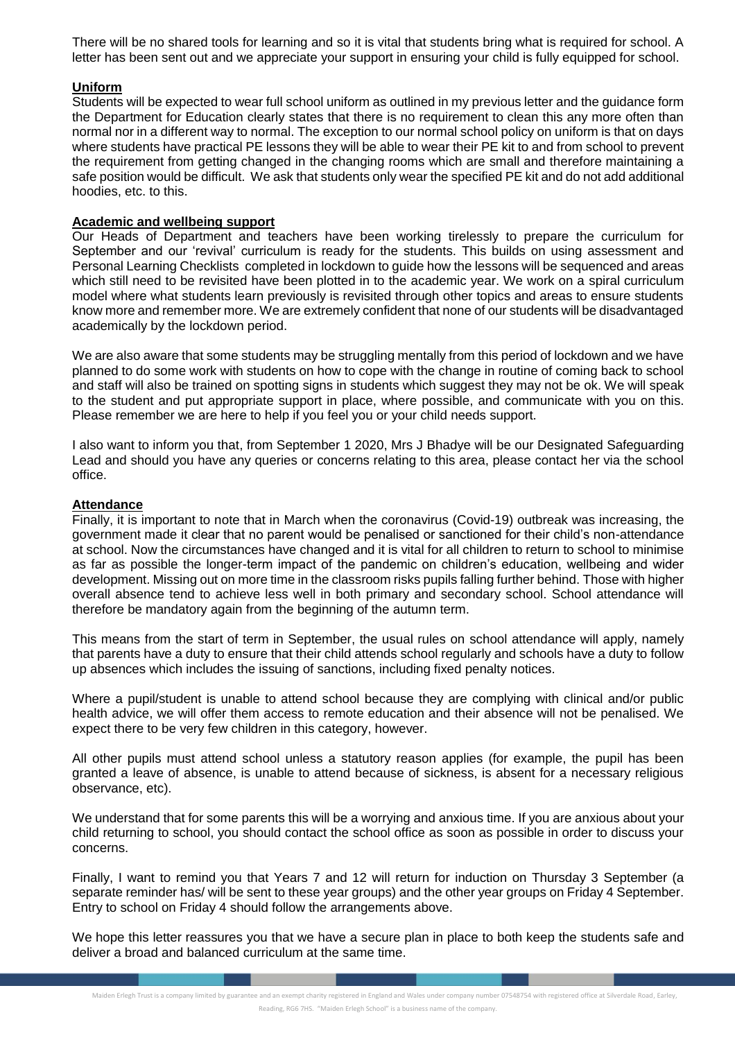There will be no shared tools for learning and so it is vital that students bring what is required for school. A letter has been sent out and we appreciate your support in ensuring your child is fully equipped for school.

**Uniform**

Students will be expected to wear full school uniform as outlined in my previous letter and the guidance form the Department for Education clearly states that there is no requirement to clean this any more often than normal nor in a different way to normal. The exception to our normal school policy on uniform is that on days where students have practical PE lessons they will be able to wear their PE kit to and from school to prevent the requirement from getting changed in the changing rooms which are small and therefore maintaining a safe position would be difficult. We ask that students only wear the specified PE kit and do not add additional hoodies, etc. to this.

**Academic and wellbeing support**

Our Heads of Department and teachers have been working tirelessly to prepare the curriculum for September and our 'revival' curriculum is ready for the students. This builds on using assessment and Personal Learning Checklists completed in lockdown to guide how the lessons will be sequenced and areas which still need to be revisited have been plotted in to the academic year. We work on a spiral curriculum model where what students learn previously is revisited through other topics and areas to ensure students know more and remember more. We are extremely confident that none of our students will be disadvantaged academically by the lockdown period.

We are also aware that some students may be struggling mentally from this period of lockdown and we have planned to do some work with students on how to cope with the change in routine of coming back to school and staff will also be trained on spotting signs in students which suggest they may not be ok. We will speak to the student and put appropriate support in place, where possible, and communicate with you on this. Please remember we are here to help if you feel you or your child needs support.

I also want to inform you that, from September 1 2020, Mrs J Bhadye will be our Designated Safeguarding Lead and should you have any queries or concerns relating to this area, please contact her via the school office.

**Attendance**

Finally, it is important to note that in March when the coronavirus (Covid-19) outbreak was increasing, the government made it clear that no parent would be penalised or sanctioned for their child's non-attendance at school. Now the circumstances have changed and it is vital for all children to return to school to minimise as far as possible the longer-term impact of the pandemic on children's education, wellbeing and wider development. Missing out on more time in the classroom risks pupils falling further behind. Those with higher overall absence tend to achieve less well in both primary and secondary school. School attendance will therefore be mandatory again from the beginning of the autumn term.

This means from the start of term in September, the usual rules on school attendance will apply, namely that parents have a duty to ensure that their child attends school regularly and schools have a duty to follow up absences which includes the issuing of sanctions, including fixed penalty notices.

Where a pupil/student is unable to attend school because they are complying with clinical and/or public health advice, we will offer them access to remote education and their absence will not be penalised. We expect there to be very few children in this category, however.

All other pupils must attend school unless a statutory reason applies (for example, the pupil has been granted a leave of absence, is unable to attend because of sickness, is absent for a necessary religious observance, etc).

We understand that for some parents this will be a worrying and anxious time. If you are anxious about your child returning to school, you should contact the school office as soon as possible in order to discuss your concerns.

Finally, I want to remind you that Years 7 and 12 will return for induction on Thursday 3 September (a separate reminder has/ will be sent to these year groups) and the other year groups on Friday 4 September. Entry to school on Friday 4 should follow the arrangements above.

We hope this letter reassures you that we have a secure plan in place to both keep the students safe and deliver a broad and balanced curriculum at the same time.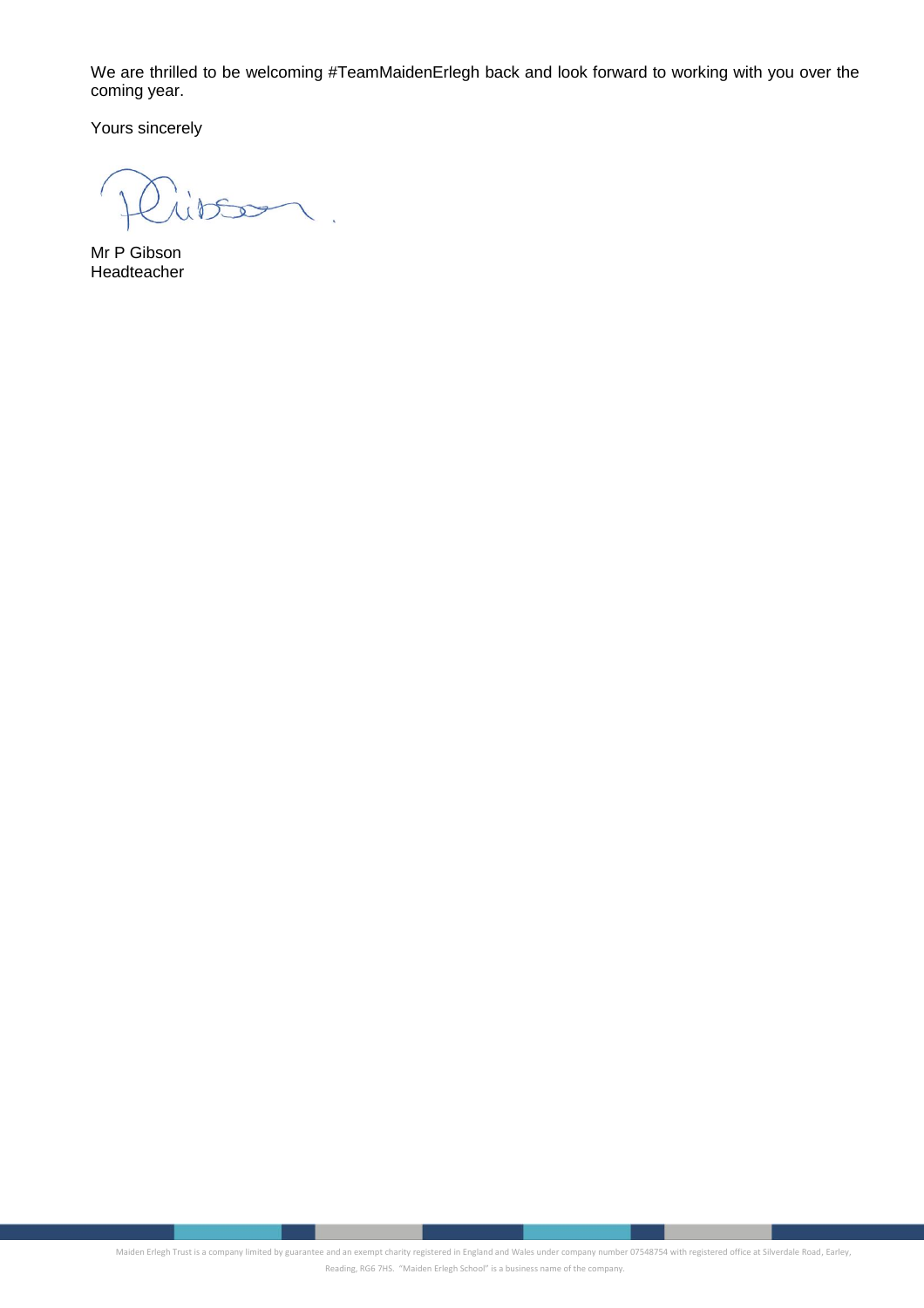We are thrilled to be welcoming #TeamMaidenErlegh back and look forward to working with you over the coming year.

Yours sincerely

Mr P Gibson
Headteacher